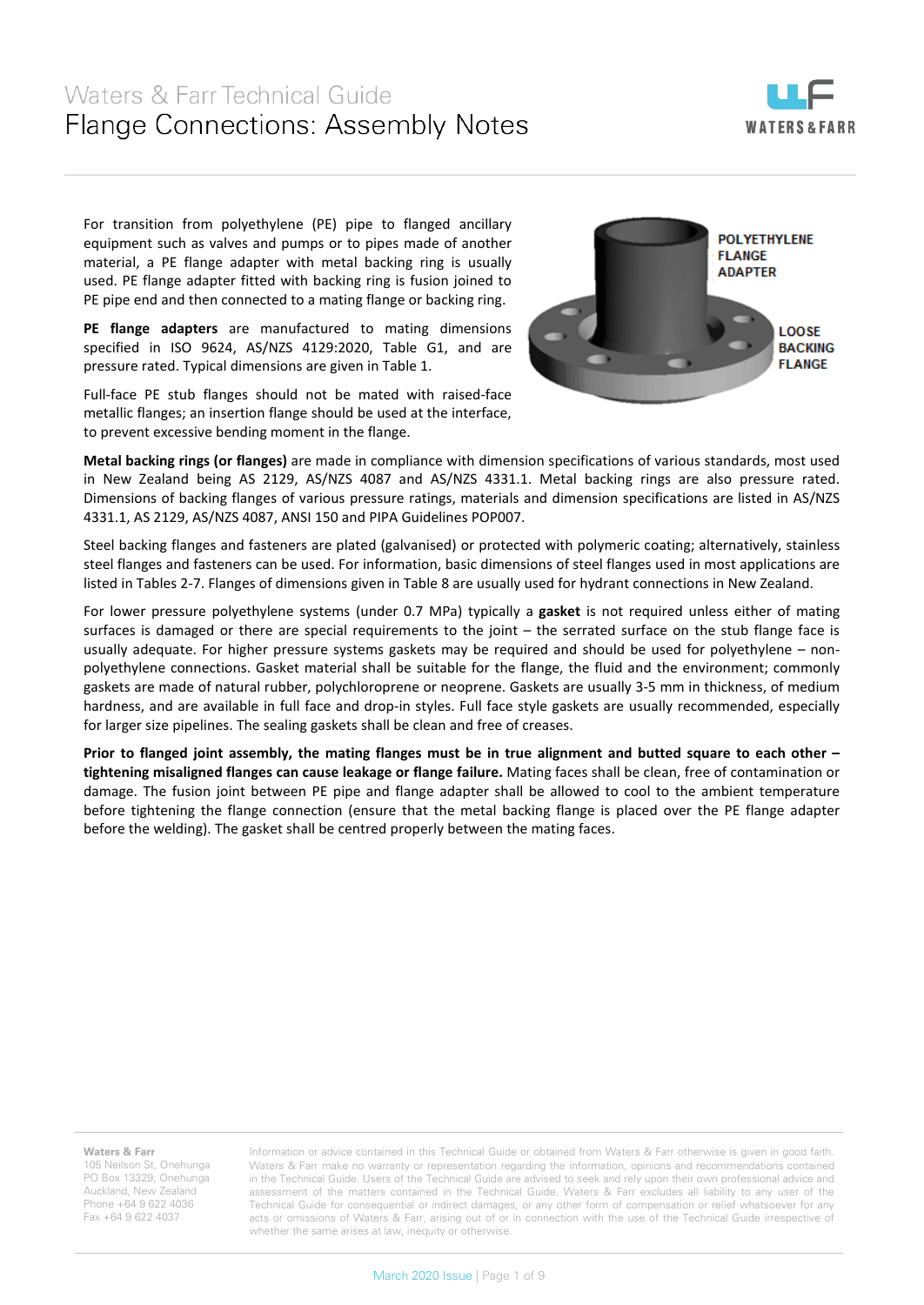# Waters & Farr Technical Guide

## Flange Connections: Assembly Notes

For transition from polyethylene (PE) pipe to flanged ancillary equipment such as valves and pumps or to pipes made of another material, a PE flange adapter with metal backing ring is usually used. PE flange adapter fitted with backing ring is fusion joined to PE pipe end and then connected to a mating flange or backing ring.

POLYETHYLENE FLANGE ADAPTER

LOOSE BACKING FLANGE

**PE flange adapters** are manufactured to mating dimensions specified in ISO 9624, AS/NZS 4129:2020, Table G1, and are pressure rated. Typical dimensions are given in Table 1.

Full-face PE stub flanges should not be mated with raised-face metallic flanges; an insertion flange should be used at the interface, to prevent excessive bending moment in the flange.

**Metal backing rings (or flanges)** are made in compliance with dimension specifications of various standards, most used in New Zealand being AS 2129, AS/NZS 4087 and AS/NZS 4331.1. Metal backing rings are also pressure rated. Dimensions of backing flanges of various pressure ratings, materials and dimension specifications are listed in AS/NZS 4331.1, AS 2129, AS/NZS 4087, ANSI 150 and PIPA Guidelines POP007.

Steel backing flanges and fasteners are plated (galvanised) or protected with polymeric coating; alternatively, stainless steel flanges and fasteners can be used. For information, basic dimensions of steel flanges used in most applications are listed in Tables 2-7. Flanges of dimensions given in Table 8 are usually used for hydrant connections in New Zealand.

For lower pressure polyethylene systems (under 0.7 MPa) typically a **gasket** is not required unless either of mating surfaces is damaged or there are special requirements to the joint – the serrated surface on the stub flange face is usually adequate. For higher pressure systems gaskets may be required and should be used for polyethylene – non-polyethylene connections. Gasket material shall be suitable for the flange, the fluid and the environment; commonly gaskets are made of natural rubber, polychloroprene or neoprene. Gaskets are usually 3-5 mm in thickness, of medium hardness, and are available in full face and drop-in styles. Full face style gaskets are usually recommended, especially for larger size pipelines. The sealing gaskets shall be clean and free of creases.

**Prior to flanged joint assembly, the mating flanges must be in true alignment and butted square to each other – tightening misaligned flanges can cause leakage or flange failure.** Mating faces shall be clean, free of contamination or damage. The fusion joint between PE pipe and flange adapter shall be allowed to cool to the ambient temperature before tightening the flange connection (ensure that the metal backing flange is placed over the PE flange adapter before the welding). The gasket shall be centred properly between the mating faces.

**Waters & Farr**
105 Neilson St, Onehunga
PO Box 13329, Onehunga
Auckland, New Zealand
Phone +64 9 622 4036
Fax +64 9 622 4037

Information or advice contained in this Technical Guide or obtained from Waters & Farr otherwise is given in good faith. Waters & Farr make no warranty or representation regarding the information, opinions and recommendations contained in the Technical Guide. Users of the Technical Guide are advised to seek and rely upon their own professional advice and assessment of the matters contained in the Technical Guide. Waters & Farr excludes all liability to any user of the Technical Guide for consequential or indirect damages, or any other form of compensation or relief whatsoever for any acts or omissions of Waters & Farr, arising out of or in connection with the use of the Technical Guide irrespective of whether the same arises at law, inequity or otherwise.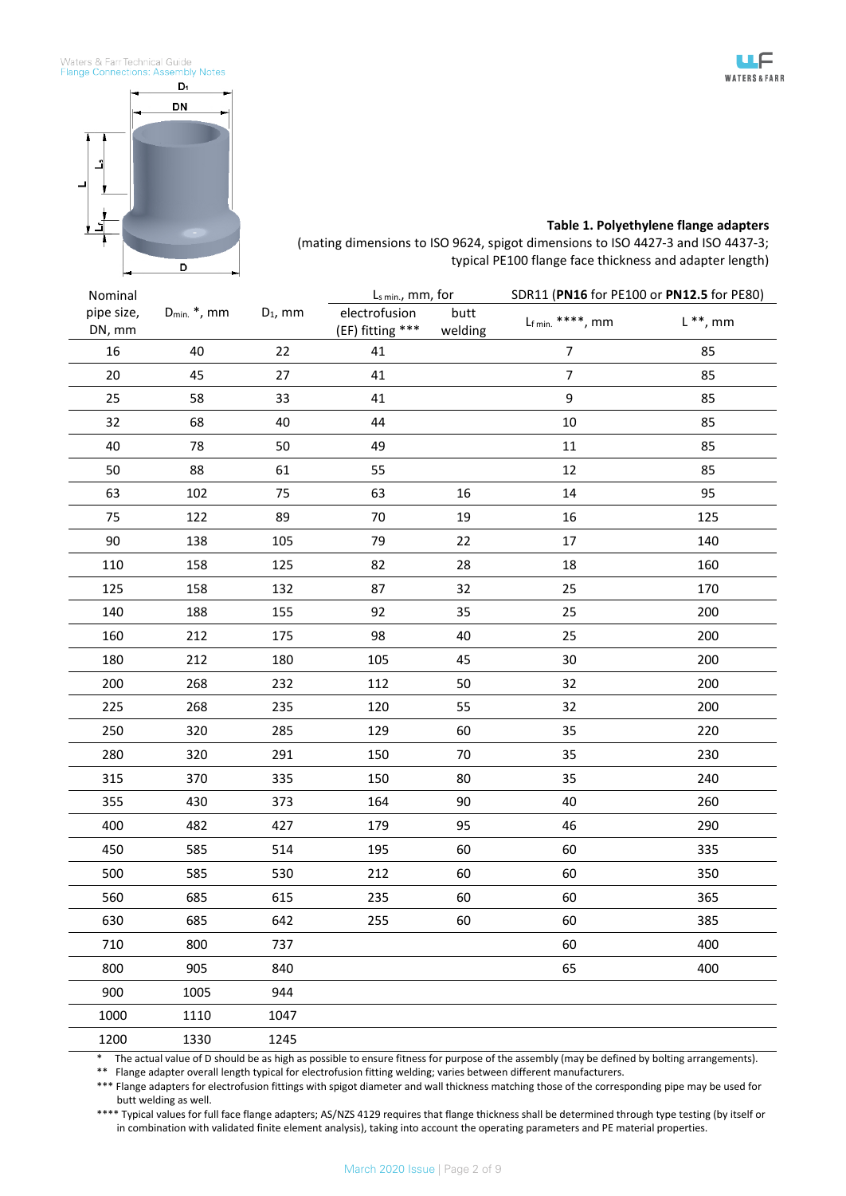**Table 1. Polyethylene flange adapters**
(mating dimensions to ISO 9624, spigot dimensions to ISO 4427-3 and ISO 4437-3; typical PE100 flange face thickness and adapter length)

| Nominal pipe size, DN, mm | $D_{min.}$ *, mm | $D_1$, mm | $L_{s\ min.}$, mm, for | | SDR11 (**PN16** for PE100 or **PN12.5** for PE80) | |
|---|---|---|---|---|---|---|
| | | | electrofusion (EF) fitting *** | butt welding | $L_{f\ min.}$ ****, mm | L **, mm |
| 16 | 40 | 22 | 41 | | 7 | 85 |
| 20 | 45 | 27 | 41 | | 7 | 85 |
| 25 | 58 | 33 | 41 | | 9 | 85 |
| 32 | 68 | 40 | 44 | | 10 | 85 |
| 40 | 78 | 50 | 49 | | 11 | 85 |
| 50 | 88 | 61 | 55 | | 12 | 85 |
| 63 | 102 | 75 | 63 | 16 | 14 | 95 |
| 75 | 122 | 89 | 70 | 19 | 16 | 125 |
| 90 | 138 | 105 | 79 | 22 | 17 | 140 |
| 110 | 158 | 125 | 82 | 28 | 18 | 160 |
| 125 | 158 | 132 | 87 | 32 | 25 | 170 |
| 140 | 188 | 155 | 92 | 35 | 25 | 200 |
| 160 | 212 | 175 | 98 | 40 | 25 | 200 |
| 180 | 212 | 180 | 105 | 45 | 30 | 200 |
| 200 | 268 | 232 | 112 | 50 | 32 | 200 |
| 225 | 268 | 235 | 120 | 55 | 32 | 200 |
| 250 | 320 | 285 | 129 | 60 | 35 | 220 |
| 280 | 320 | 291 | 150 | 70 | 35 | 230 |
| 315 | 370 | 335 | 150 | 80 | 35 | 240 |
| 355 | 430 | 373 | 164 | 90 | 40 | 260 |
| 400 | 482 | 427 | 179 | 95 | 46 | 290 |
| 450 | 585 | 514 | 195 | 60 | 60 | 335 |
| 500 | 585 | 530 | 212 | 60 | 60 | 350 |
| 560 | 685 | 615 | 235 | 60 | 60 | 365 |
| 630 | 685 | 642 | 255 | 60 | 60 | 385 |
| 710 | 800 | 737 | | | 60 | 400 |
| 800 | 905 | 840 | | | 65 | 400 |
| 900 | 1005 | 944 | | | | |
| 1000 | 1110 | 1047 | | | | |
| 1200 | 1330 | 1245 | | | | |

\* The actual value of D should be as high as possible to ensure fitness for purpose of the assembly (may be defined by bolting arrangements).
** Flange adapter overall length typical for electrofusion fitting welding; varies between different manufacturers.
*** Flange adapters for electrofusion fittings with spigot diameter and wall thickness matching those of the corresponding pipe may be used for butt welding as well.
**** Typical values for full face flange adapters; AS/NZS 4129 requires that flange thickness shall be determined through type testing (by itself or in combination with validated finite element analysis), taking into account the operating parameters and PE material properties.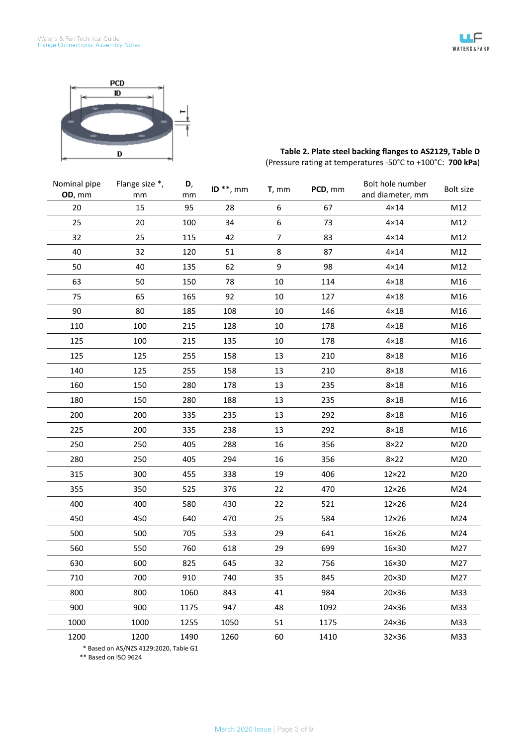**Table 2. Plate steel backing flanges to AS2129, Table D**
(Pressure rating at temperatures -50°C to +100°C: **700 kPa**)

| Nominal pipe **OD**, mm | Flange size *, mm | **D**, mm | **ID** **, mm | **T**, mm | **PCD**, mm | Bolt hole number and diameter, mm | Bolt size |
|---|---|---|---|---|---|---|---|
| 20 | 15 | 95 | 28 | 6 | 67 | 4×14 | M12 |
| 25 | 20 | 100 | 34 | 6 | 73 | 4×14 | M12 |
| 32 | 25 | 115 | 42 | 7 | 83 | 4×14 | M12 |
| 40 | 32 | 120 | 51 | 8 | 87 | 4×14 | M12 |
| 50 | 40 | 135 | 62 | 9 | 98 | 4×14 | M12 |
| 63 | 50 | 150 | 78 | 10 | 114 | 4×18 | M16 |
| 75 | 65 | 165 | 92 | 10 | 127 | 4×18 | M16 |
| 90 | 80 | 185 | 108 | 10 | 146 | 4×18 | M16 |
| 110 | 100 | 215 | 128 | 10 | 178 | 4×18 | M16 |
| 125 | 100 | 215 | 135 | 10 | 178 | 4×18 | M16 |
| 125 | 125 | 255 | 158 | 13 | 210 | 8×18 | M16 |
| 140 | 125 | 255 | 158 | 13 | 210 | 8×18 | M16 |
| 160 | 150 | 280 | 178 | 13 | 235 | 8×18 | M16 |
| 180 | 150 | 280 | 188 | 13 | 235 | 8×18 | M16 |
| 200 | 200 | 335 | 235 | 13 | 292 | 8×18 | M16 |
| 225 | 200 | 335 | 238 | 13 | 292 | 8×18 | M16 |
| 250 | 250 | 405 | 288 | 16 | 356 | 8×22 | M20 |
| 280 | 250 | 405 | 294 | 16 | 356 | 8×22 | M20 |
| 315 | 300 | 455 | 338 | 19 | 406 | 12×22 | M20 |
| 355 | 350 | 525 | 376 | 22 | 470 | 12×26 | M24 |
| 400 | 400 | 580 | 430 | 22 | 521 | 12×26 | M24 |
| 450 | 450 | 640 | 470 | 25 | 584 | 12×26 | M24 |
| 500 | 500 | 705 | 533 | 29 | 641 | 16×26 | M24 |
| 560 | 550 | 760 | 618 | 29 | 699 | 16×30 | M27 |
| 630 | 600 | 825 | 645 | 32 | 756 | 16×30 | M27 |
| 710 | 700 | 910 | 740 | 35 | 845 | 20×30 | M27 |
| 800 | 800 | 1060 | 843 | 41 | 984 | 20×36 | M33 |
| 900 | 900 | 1175 | 947 | 48 | 1092 | 24×36 | M33 |
| 1000 | 1000 | 1255 | 1050 | 51 | 1175 | 24×36 | M33 |
| 1200 | 1200 | 1490 | 1260 | 60 | 1410 | 32×36 | M33 |

\* Based on AS/NZS 4129:2020, Table G1
** Based on ISO 9624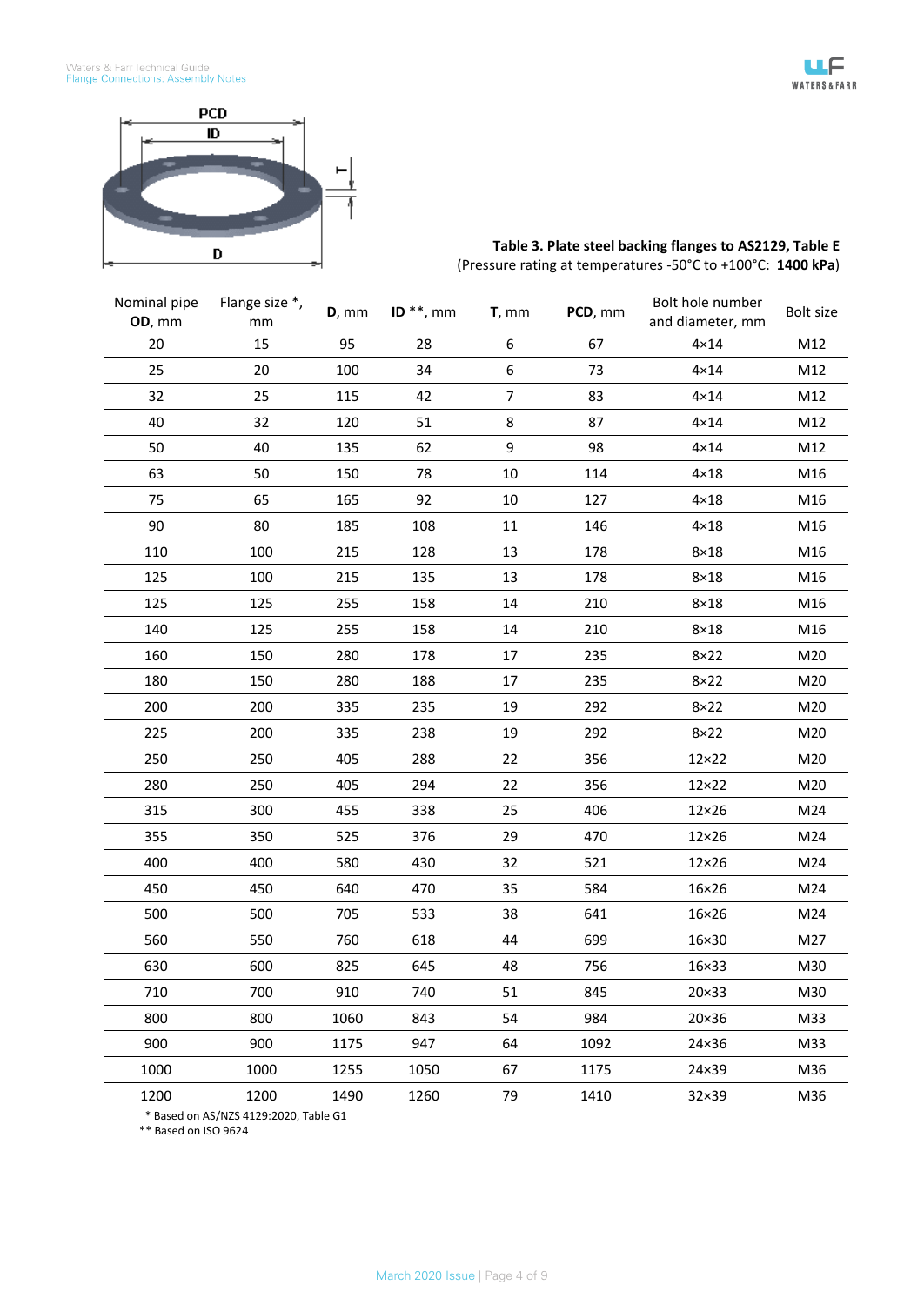**Table 3. Plate steel backing flanges to AS2129, Table E**
(Pressure rating at temperatures -50°C to +100°C: **1400 kPa**)

| Nominal pipe **OD**, mm | Flange size *, mm | **D**, mm | **ID** **, mm | **T**, mm | **PCD**, mm | Bolt hole number and diameter, mm | Bolt size |
|---|---|---|---|---|---|---|---|
| 20 | 15 | 95 | 28 | 6 | 67 | 4×14 | M12 |
| 25 | 20 | 100 | 34 | 6 | 73 | 4×14 | M12 |
| 32 | 25 | 115 | 42 | 7 | 83 | 4×14 | M12 |
| 40 | 32 | 120 | 51 | 8 | 87 | 4×14 | M12 |
| 50 | 40 | 135 | 62 | 9 | 98 | 4×14 | M12 |
| 63 | 50 | 150 | 78 | 10 | 114 | 4×18 | M16 |
| 75 | 65 | 165 | 92 | 10 | 127 | 4×18 | M16 |
| 90 | 80 | 185 | 108 | 11 | 146 | 4×18 | M16 |
| 110 | 100 | 215 | 128 | 13 | 178 | 8×18 | M16 |
| 125 | 100 | 215 | 135 | 13 | 178 | 8×18 | M16 |
| 125 | 125 | 255 | 158 | 14 | 210 | 8×18 | M16 |
| 140 | 125 | 255 | 158 | 14 | 210 | 8×18 | M16 |
| 160 | 150 | 280 | 178 | 17 | 235 | 8×22 | M20 |
| 180 | 150 | 280 | 188 | 17 | 235 | 8×22 | M20 |
| 200 | 200 | 335 | 235 | 19 | 292 | 8×22 | M20 |
| 225 | 200 | 335 | 238 | 19 | 292 | 8×22 | M20 |
| 250 | 250 | 405 | 288 | 22 | 356 | 12×22 | M20 |
| 280 | 250 | 405 | 294 | 22 | 356 | 12×22 | M20 |
| 315 | 300 | 455 | 338 | 25 | 406 | 12×26 | M24 |
| 355 | 350 | 525 | 376 | 29 | 470 | 12×26 | M24 |
| 400 | 400 | 580 | 430 | 32 | 521 | 12×26 | M24 |
| 450 | 450 | 640 | 470 | 35 | 584 | 16×26 | M24 |
| 500 | 500 | 705 | 533 | 38 | 641 | 16×26 | M24 |
| 560 | 550 | 760 | 618 | 44 | 699 | 16×30 | M27 |
| 630 | 600 | 825 | 645 | 48 | 756 | 16×33 | M30 |
| 710 | 700 | 910 | 740 | 51 | 845 | 20×33 | M30 |
| 800 | 800 | 1060 | 843 | 54 | 984 | 20×36 | M33 |
| 900 | 900 | 1175 | 947 | 64 | 1092 | 24×36 | M33 |
| 1000 | 1000 | 1255 | 1050 | 67 | 1175 | 24×39 | M36 |
| 1200 | 1200 | 1490 | 1260 | 79 | 1410 | 32×39 | M36 |

\* Based on AS/NZS 4129:2020, Table G1
** Based on ISO 9624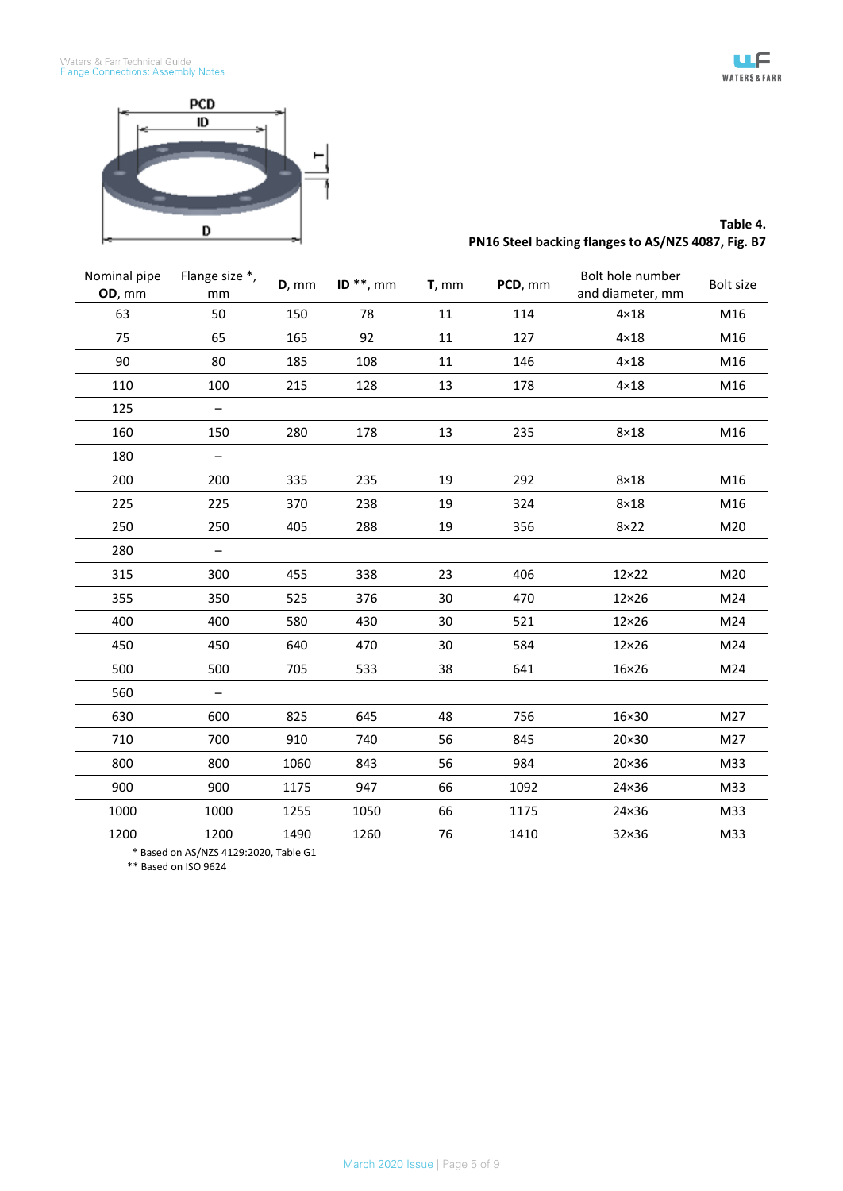**Table 4.**
**PN16 Steel backing flanges to AS/NZS 4087, Fig. B7**

| Nominal pipe **OD**, mm | Flange size *, mm | **D**, mm | **ID** **, mm | **T**, mm | **PCD**, mm | Bolt hole number and diameter, mm | Bolt size |
|---|---|---|---|---|---|---|---|
| 63 | 50 | 150 | 78 | 11 | 114 | 4×18 | M16 |
| 75 | 65 | 165 | 92 | 11 | 127 | 4×18 | M16 |
| 90 | 80 | 185 | 108 | 11 | 146 | 4×18 | M16 |
| 110 | 100 | 215 | 128 | 13 | 178 | 4×18 | M16 |
| 125 | – | | | | | | |
| 160 | 150 | 280 | 178 | 13 | 235 | 8×18 | M16 |
| 180 | – | | | | | | |
| 200 | 200 | 335 | 235 | 19 | 292 | 8×18 | M16 |
| 225 | 225 | 370 | 238 | 19 | 324 | 8×18 | M16 |
| 250 | 250 | 405 | 288 | 19 | 356 | 8×22 | M20 |
| 280 | – | | | | | | |
| 315 | 300 | 455 | 338 | 23 | 406 | 12×22 | M20 |
| 355 | 350 | 525 | 376 | 30 | 470 | 12×26 | M24 |
| 400 | 400 | 580 | 430 | 30 | 521 | 12×26 | M24 |
| 450 | 450 | 640 | 470 | 30 | 584 | 12×26 | M24 |
| 500 | 500 | 705 | 533 | 38 | 641 | 16×26 | M24 |
| 560 | – | | | | | | |
| 630 | 600 | 825 | 645 | 48 | 756 | 16×30 | M27 |
| 710 | 700 | 910 | 740 | 56 | 845 | 20×30 | M27 |
| 800 | 800 | 1060 | 843 | 56 | 984 | 20×36 | M33 |
| 900 | 900 | 1175 | 947 | 66 | 1092 | 24×36 | M33 |
| 1000 | 1000 | 1255 | 1050 | 66 | 1175 | 24×36 | M33 |
| 1200 | 1200 | 1490 | 1260 | 76 | 1410 | 32×36 | M33 |

* Based on AS/NZS 4129:2020, Table G1
** Based on ISO 9624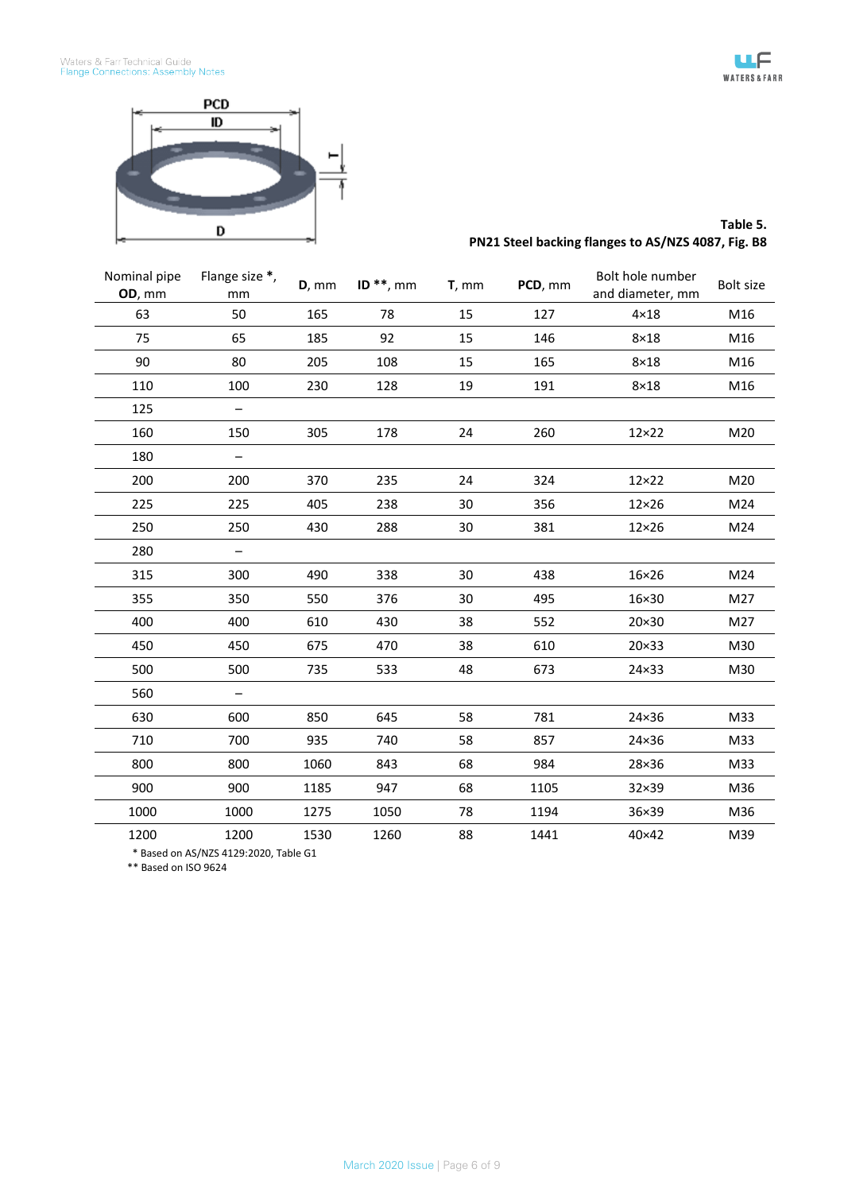**Table 5.**
**PN21 Steel backing flanges to AS/NZS 4087, Fig. B8**

| Nominal pipe **OD**, mm | Flange size *, mm | **D**, mm | **ID** **, mm | **T**, mm | **PCD**, mm | Bolt hole number and diameter, mm | Bolt size |
|---|---|---|---|---|---|---|---|
| 63 | 50 | 165 | 78 | 15 | 127 | 4×18 | M16 |
| 75 | 65 | 185 | 92 | 15 | 146 | 8×18 | M16 |
| 90 | 80 | 205 | 108 | 15 | 165 | 8×18 | M16 |
| 110 | 100 | 230 | 128 | 19 | 191 | 8×18 | M16 |
| 125 | – | | | | | | |
| 160 | 150 | 305 | 178 | 24 | 260 | 12×22 | M20 |
| 180 | – | | | | | | |
| 200 | 200 | 370 | 235 | 24 | 324 | 12×22 | M20 |
| 225 | 225 | 405 | 238 | 30 | 356 | 12×26 | M24 |
| 250 | 250 | 430 | 288 | 30 | 381 | 12×26 | M24 |
| 280 | – | | | | | | |
| 315 | 300 | 490 | 338 | 30 | 438 | 16×26 | M24 |
| 355 | 350 | 550 | 376 | 30 | 495 | 16×30 | M27 |
| 400 | 400 | 610 | 430 | 38 | 552 | 20×30 | M27 |
| 450 | 450 | 675 | 470 | 38 | 610 | 20×33 | M30 |
| 500 | 500 | 735 | 533 | 48 | 673 | 24×33 | M30 |
| 560 | – | | | | | | |
| 630 | 600 | 850 | 645 | 58 | 781 | 24×36 | M33 |
| 710 | 700 | 935 | 740 | 58 | 857 | 24×36 | M33 |
| 800 | 800 | 1060 | 843 | 68 | 984 | 28×36 | M33 |
| 900 | 900 | 1185 | 947 | 68 | 1105 | 32×39 | M36 |
| 1000 | 1000 | 1275 | 1050 | 78 | 1194 | 36×39 | M36 |
| 1200 | 1200 | 1530 | 1260 | 88 | 1441 | 40×42 | M39 |

\* Based on AS/NZS 4129:2020, Table G1
** Based on ISO 9624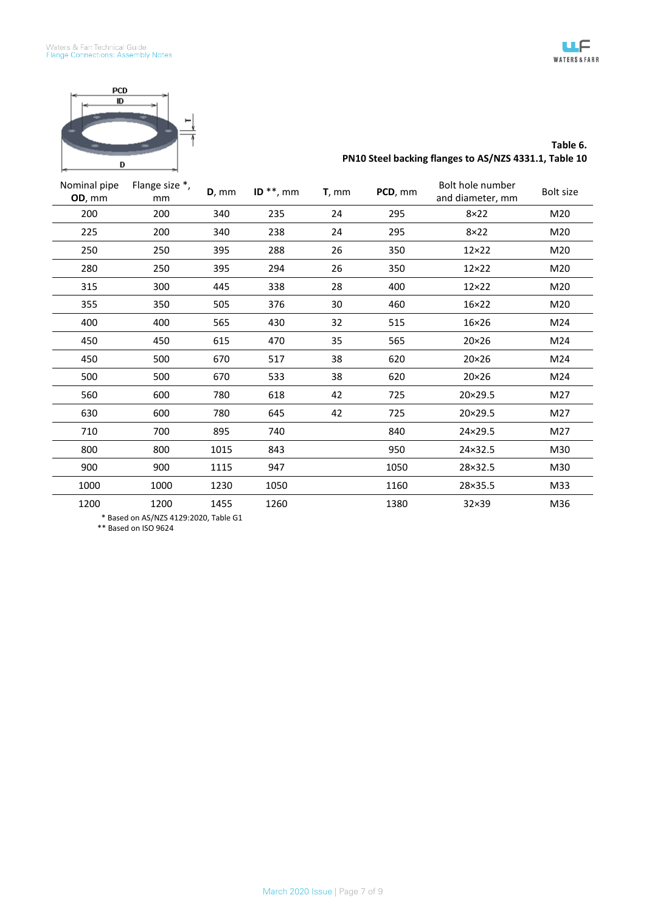**Table 6.**
**PN10 Steel backing flanges to AS/NZS 4331.1, Table 10**

| Nominal pipe **OD**, mm | Flange size *, mm | **D**, mm | **ID** **, mm | **T**, mm | **PCD**, mm | Bolt hole number and diameter, mm | Bolt size |
|---|---|---|---|---|---|---|---|
| 200 | 200 | 340 | 235 | 24 | 295 | 8×22 | M20 |
| 225 | 200 | 340 | 238 | 24 | 295 | 8×22 | M20 |
| 250 | 250 | 395 | 288 | 26 | 350 | 12×22 | M20 |
| 280 | 250 | 395 | 294 | 26 | 350 | 12×22 | M20 |
| 315 | 300 | 445 | 338 | 28 | 400 | 12×22 | M20 |
| 355 | 350 | 505 | 376 | 30 | 460 | 16×22 | M20 |
| 400 | 400 | 565 | 430 | 32 | 515 | 16×26 | M24 |
| 450 | 450 | 615 | 470 | 35 | 565 | 20×26 | M24 |
| 450 | 500 | 670 | 517 | 38 | 620 | 20×26 | M24 |
| 500 | 500 | 670 | 533 | 38 | 620 | 20×26 | M24 |
| 560 | 600 | 780 | 618 | 42 | 725 | 20×29.5 | M27 |
| 630 | 600 | 780 | 645 | 42 | 725 | 20×29.5 | M27 |
| 710 | 700 | 895 | 740 | | 840 | 24×29.5 | M27 |
| 800 | 800 | 1015 | 843 | | 950 | 24×32.5 | M30 |
| 900 | 900 | 1115 | 947 | | 1050 | 28×32.5 | M30 |
| 1000 | 1000 | 1230 | 1050 | | 1160 | 28×35.5 | M33 |
| 1200 | 1200 | 1455 | 1260 | | 1380 | 32×39 | M36 |

* Based on AS/NZS 4129:2020, Table G1
** Based on ISO 9624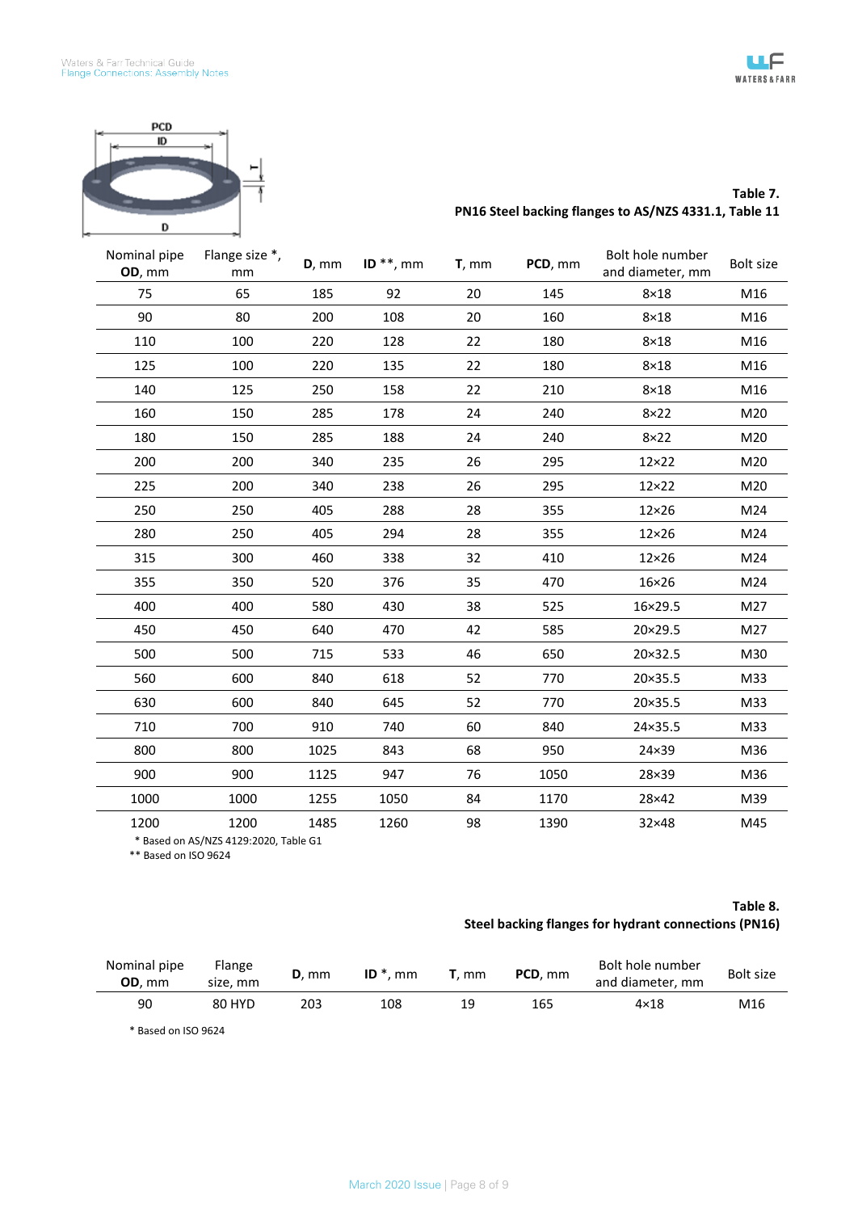**Table 7.**
**PN16 Steel backing flanges to AS/NZS 4331.1, Table 11**

| Nominal pipe **OD**, mm | Flange size *, mm | **D**, mm | **ID** **, mm | **T**, mm | **PCD**, mm | Bolt hole number and diameter, mm | Bolt size |
|---|---|---|---|---|---|---|---|
| 75 | 65 | 185 | 92 | 20 | 145 | 8×18 | M16 |
| 90 | 80 | 200 | 108 | 20 | 160 | 8×18 | M16 |
| 110 | 100 | 220 | 128 | 22 | 180 | 8×18 | M16 |
| 125 | 100 | 220 | 135 | 22 | 180 | 8×18 | M16 |
| 140 | 125 | 250 | 158 | 22 | 210 | 8×18 | M16 |
| 160 | 150 | 285 | 178 | 24 | 240 | 8×22 | M20 |
| 180 | 150 | 285 | 188 | 24 | 240 | 8×22 | M20 |
| 200 | 200 | 340 | 235 | 26 | 295 | 12×22 | M20 |
| 225 | 200 | 340 | 238 | 26 | 295 | 12×22 | M20 |
| 250 | 250 | 405 | 288 | 28 | 355 | 12×26 | M24 |
| 280 | 250 | 405 | 294 | 28 | 355 | 12×26 | M24 |
| 315 | 300 | 460 | 338 | 32 | 410 | 12×26 | M24 |
| 355 | 350 | 520 | 376 | 35 | 470 | 16×26 | M24 |
| 400 | 400 | 580 | 430 | 38 | 525 | 16×29.5 | M27 |
| 450 | 450 | 640 | 470 | 42 | 585 | 20×29.5 | M27 |
| 500 | 500 | 715 | 533 | 46 | 650 | 20×32.5 | M30 |
| 560 | 600 | 840 | 618 | 52 | 770 | 20×35.5 | M33 |
| 630 | 600 | 840 | 645 | 52 | 770 | 20×35.5 | M33 |
| 710 | 700 | 910 | 740 | 60 | 840 | 24×35.5 | M33 |
| 800 | 800 | 1025 | 843 | 68 | 950 | 24×39 | M36 |
| 900 | 900 | 1125 | 947 | 76 | 1050 | 28×39 | M36 |
| 1000 | 1000 | 1255 | 1050 | 84 | 1170 | 28×42 | M39 |
| 1200 | 1200 | 1485 | 1260 | 98 | 1390 | 32×48 | M45 |

\* Based on AS/NZS 4129:2020, Table G1
** Based on ISO 9624

**Table 8.**
**Steel backing flanges for hydrant connections (PN16)**

| Nominal pipe **OD**, mm | Flange size, mm | **D**, mm | **ID** *, mm | **T**, mm | **PCD**, mm | Bolt hole number and diameter, mm | Bolt size |
|---|---|---|---|---|---|---|---|
| 90 | 80 HYD | 203 | 108 | 19 | 165 | 4×18 | M16 |

\* Based on ISO 9624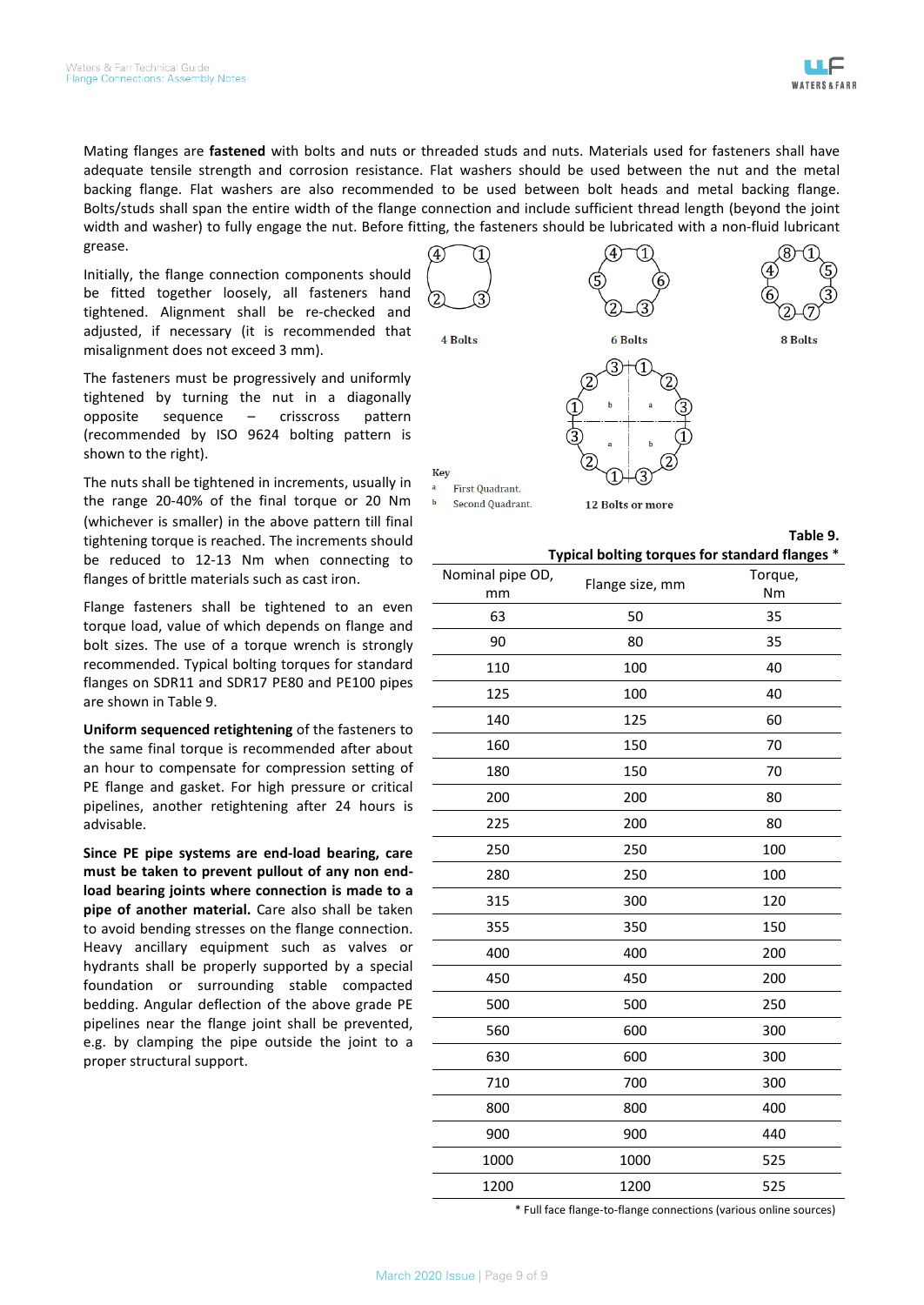Mating flanges are **fastened** with bolts and nuts or threaded studs and nuts. Materials used for fasteners shall have adequate tensile strength and corrosion resistance. Flat washers should be used between the nut and the metal backing flange. Flat washers are also recommended to be used between bolt heads and metal backing flange. Bolts/studs shall span the entire width of the flange connection and include sufficient thread length (beyond the joint width and washer) to fully engage the nut. Before fitting, the fasteners should be lubricated with a non-fluid lubricant grease.

Initially, the flange connection components should be fitted together loosely, all fasteners hand tightened. Alignment shall be re-checked and adjusted, if necessary (it is recommended that misalignment does not exceed 3 mm).

The fasteners must be progressively and uniformly tightened by turning the nut in a diagonally opposite sequence – crisscross pattern (recommended by ISO 9624 bolting pattern is shown to the right).

4 Bolts

6 Bolts

8 Bolts

12 Bolts or more

Key
a First Quadrant.
b Second Quadrant.

The nuts shall be tightened in increments, usually in the range 20-40% of the final torque or 20 Nm (whichever is smaller) in the above pattern till final tightening torque is reached. The increments should be reduced to 12-13 Nm when connecting to flanges of brittle materials such as cast iron.

Flange fasteners shall be tightened to an even torque load, value of which depends on flange and bolt sizes. The use of a torque wrench is strongly recommended. Typical bolting torques for standard flanges on SDR11 and SDR17 PE80 and PE100 pipes are shown in Table 9.

**Uniform sequenced retightening** of the fasteners to the same final torque is recommended after about an hour to compensate for compression setting of PE flange and gasket. For high pressure or critical pipelines, another retightening after 24 hours is advisable.

**Since PE pipe systems are end-load bearing, care must be taken to prevent pullout of any non end-load bearing joints where connection is made to a pipe of another material.** Care also shall be taken to avoid bending stresses on the flange connection. Heavy ancillary equipment such as valves or hydrants shall be properly supported by a special foundation or surrounding stable compacted bedding. Angular deflection of the above grade PE pipelines near the flange joint shall be prevented, e.g. by clamping the pipe outside the joint to a proper structural support.

**Table 9.**
**Typical bolting torques for standard flanges \***

| Nominal pipe OD, mm | Flange size, mm | Torque, Nm |
|---|---|---|
| 63 | 50 | 35 |
| 90 | 80 | 35 |
| 110 | 100 | 40 |
| 125 | 100 | 40 |
| 140 | 125 | 60 |
| 160 | 150 | 70 |
| 180 | 150 | 70 |
| 200 | 200 | 80 |
| 225 | 200 | 80 |
| 250 | 250 | 100 |
| 280 | 250 | 100 |
| 315 | 300 | 120 |
| 355 | 350 | 150 |
| 400 | 400 | 200 |
| 450 | 450 | 200 |
| 500 | 500 | 250 |
| 560 | 600 | 300 |
| 630 | 600 | 300 |
| 710 | 700 | 300 |
| 800 | 800 | 400 |
| 900 | 900 | 440 |
| 1000 | 1000 | 525 |
| 1200 | 1200 | 525 |

\* Full face flange-to-flange connections (various online sources)